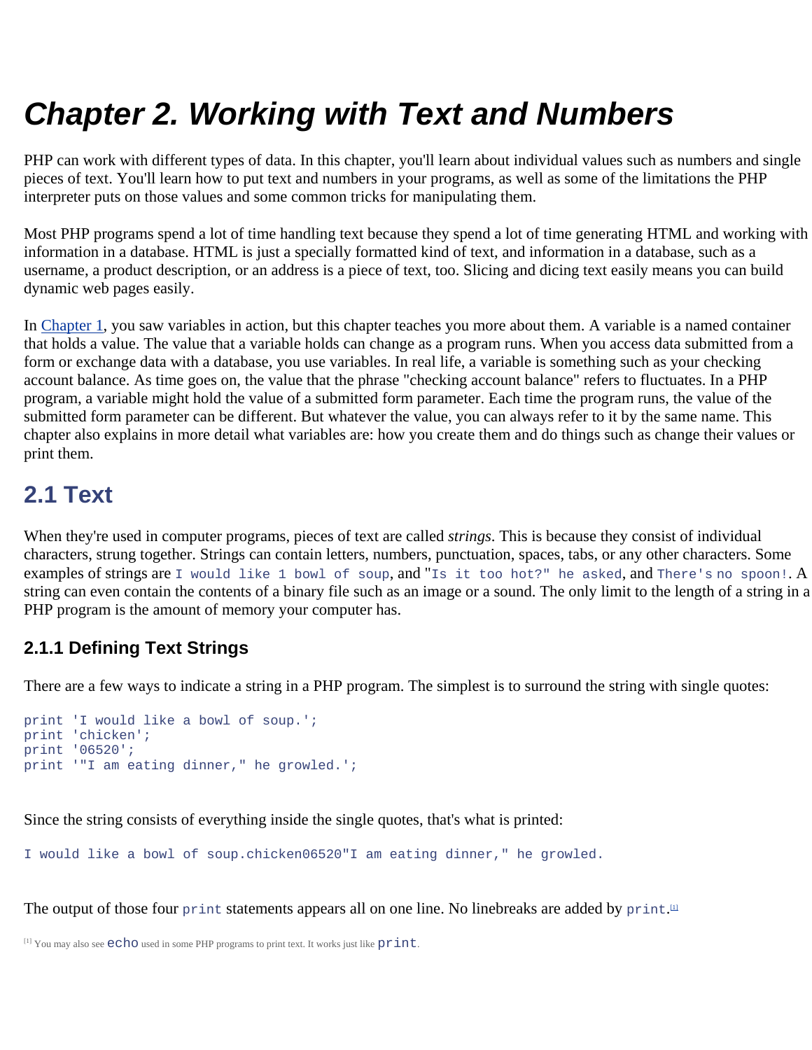# Chapter 2. Working with Text and Numbers

PHP can work with different types of data. In this chapter, you'll learn about individual values such as numbers and single pieces of text. You'll learn how to put text and numbers in your programs, as well as some of the limitations the PHP interpreter puts on those values and some common tricks for manipulating them.

Most PHP programs spend a lot of time handling text because they spend a lot of time generating HTML and working with information in a database. HTML is just a specially formatted kind of text, and information in a database, such as a username, a product description, or an address is a piece of text, too. Slicing and dicing text easily means you can build dynamic web pages easily.

In Chapter 1, you saw variables in action, but this chapter teaches you more about them. A variable is a named container that holds a value. The value that a variable holds can change as a program runs. When you access data submitted from a form or exchange data with a database, you use variables. In real life, a variable is something such as your checking account balance. As time goes on, the value that the phrase "checking account balance" refers to fluctuates. In a PHP program, a variable might hold the value of a submitted form parameter. Each time the program runs, the value of the submitted form parameter can be different. But whatever the value, you can always refer to it by the same name. This chapter also explains in more detail what variables are: how you create them and do things such as change their values or print them.

## 2.1 Text

When they're used in computer programs, pieces of text are called *strings*. This is because they consist of individual characters, strung together. Strings can contain letters, numbers, punctuation, spaces, tabs, or any other characters. Some examples of strings are `I would like 1 bowl of soup`, and `"Is it too hot?" he asked`, and `There's no spoon!`. A string can even contain the contents of a binary file such as an image or a sound. The only limit to the length of a string in a PHP program is the amount of memory your computer has.

### 2.1.1 Defining Text Strings

There are a few ways to indicate a string in a PHP program. The simplest is to surround the string with single quotes:

```
print 'I would like a bowl of soup.';
print 'chicken';
print '06520';
print '"I am eating dinner," he growled.';
```

Since the string consists of everything inside the single quotes, that's what is printed:

```
I would like a bowl of soup.chicken06520"I am eating dinner," he growled.
```

The output of those four `print` statements appears all on one line. No linebreaks are added by `print`.[1]

[1] You may also see `echo` used in some PHP programs to print text. It works just like `print`.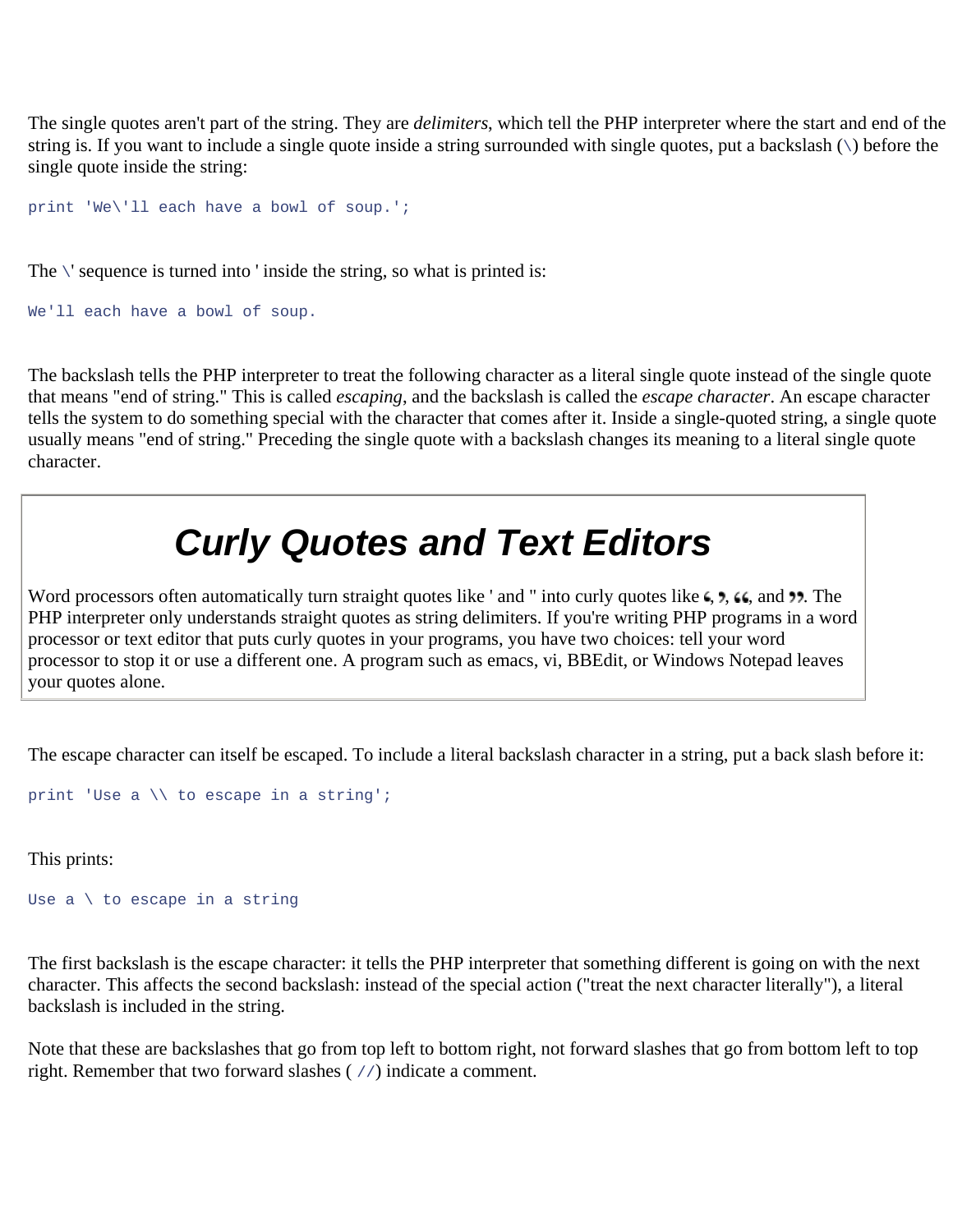The single quotes aren't part of the string. They are *delimiters*, which tell the PHP interpreter where the start and end of the string is. If you want to include a single quote inside a string surrounded with single quotes, put a backslash (`\`) before the single quote inside the string:

```
print 'We\'ll each have a bowl of soup.';
```

The `\'` sequence is turned into ' inside the string, so what is printed is:

```
We'll each have a bowl of soup.
```

The backslash tells the PHP interpreter to treat the following character as a literal single quote instead of the single quote that means "end of string." This is called *escaping*, and the backslash is called the *escape character*. An escape character tells the system to do something special with the character that comes after it. Inside a single-quoted string, a single quote usually means "end of string." Preceding the single quote with a backslash changes its meaning to a literal single quote character.

## Curly Quotes and Text Editors

Word processors often automatically turn straight quotes like ' and " into curly quotes like ‘, ’, “, and ”. The PHP interpreter only understands straight quotes as string delimiters. If you're writing PHP programs in a word processor or text editor that puts curly quotes in your programs, you have two choices: tell your word processor to stop it or use a different one. A program such as emacs, vi, BBEdit, or Windows Notepad leaves your quotes alone.

The escape character can itself be escaped. To include a literal backslash character in a string, put a back slash before it:

```
print 'Use a \\ to escape in a string';
```

This prints:

```
Use a \ to escape in a string
```

The first backslash is the escape character: it tells the PHP interpreter that something different is going on with the next character. This affects the second backslash: instead of the special action ("treat the next character literally"), a literal backslash is included in the string.

Note that these are backslashes that go from top left to bottom right, not forward slashes that go from bottom left to top right. Remember that two forward slashes ( `//`) indicate a comment.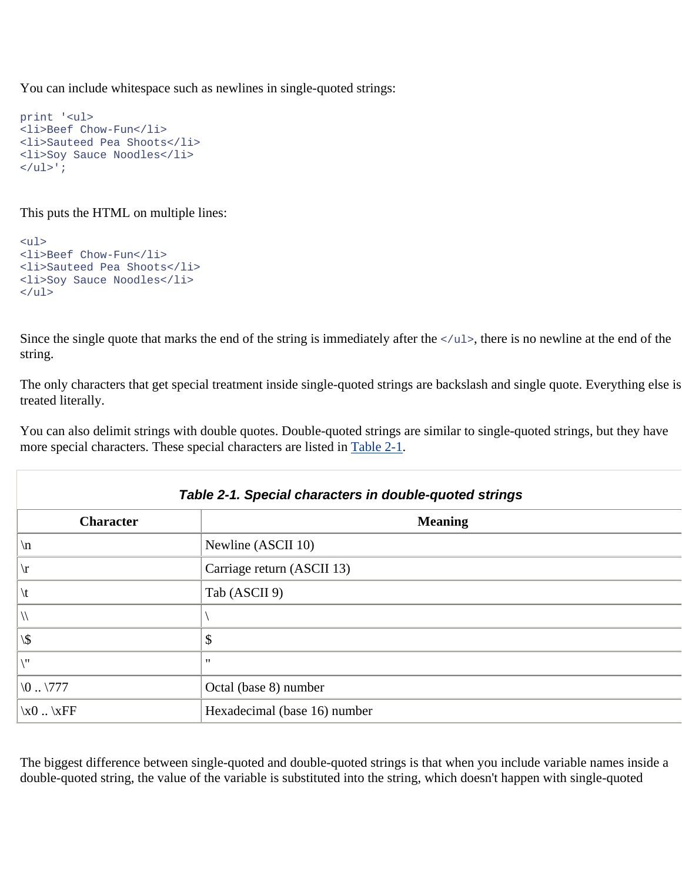You can include whitespace such as newlines in single-quoted strings:

```
print '<ul>
<li>Beef Chow-Fun</li>
<li>Sauteed Pea Shoots</li>
<li>Soy Sauce Noodles</li>
</ul>';
```

This puts the HTML on multiple lines:

```
<ul>
<li>Beef Chow-Fun</li>
<li>Sauteed Pea Shoots</li>
<li>Soy Sauce Noodles</li>
</ul>
```

Since the single quote that marks the end of the string is immediately after the `</ul>`, there is no newline at the end of the string.

The only characters that get special treatment inside single-quoted strings are backslash and single quote. Everything else is treated literally.

You can also delimit strings with double quotes. Double-quoted strings are similar to single-quoted strings, but they have more special characters. These special characters are listed in Table 2-1.

***Table 2-1. Special characters in double-quoted strings***

| Character | Meaning |
| --- | --- |
| \n | Newline (ASCII 10) |
| \r | Carriage return (ASCII 13) |
| \t | Tab (ASCII 9) |
| \\ | \ |
| \$ | $ |
| \" | " |
| \0 .. \777 | Octal (base 8) number |
| \x0 .. \xFF | Hexadecimal (base 16) number |

The biggest difference between single-quoted and double-quoted strings is that when you include variable names inside a double-quoted string, the value of the variable is substituted into the string, which doesn't happen with single-quoted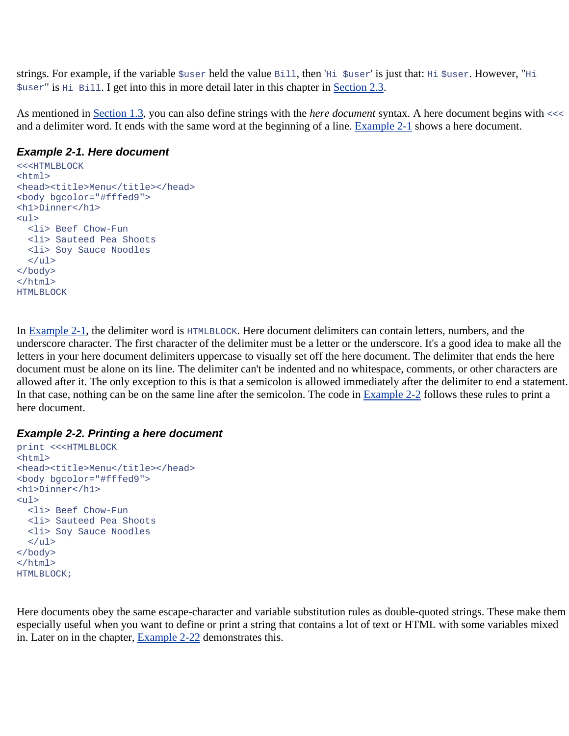strings. For example, if the variable `$user` held the value `Bill`, then `'Hi $user'` is just that: `Hi $user`. However, `"Hi $user"` is `Hi Bill`. I get into this in more detail later in this chapter in Section 2.3.

As mentioned in Section 1.3, you can also define strings with the *here document* syntax. A here document begins with `<<<` and a delimiter word. It ends with the same word at the beginning of a line. Example 2-1 shows a here document.

#### *Example 2-1. Here document*

```
<<<HTMLBLOCK
<html>
<head><title>Menu</title></head>
<body bgcolor="#fffed9">
<h1>Dinner</h1>
<ul>
  <li> Beef Chow-Fun
  <li> Sauteed Pea Shoots
  <li> Soy Sauce Noodles
  </ul>
</body>
</html>
HTMLBLOCK
```

In Example 2-1, the delimiter word is `HTMLBLOCK`. Here document delimiters can contain letters, numbers, and the underscore character. The first character of the delimiter must be a letter or the underscore. It's a good idea to make all the letters in your here document delimiters uppercase to visually set off the here document. The delimiter that ends the here document must be alone on its line. The delimiter can't be indented and no whitespace, comments, or other characters are allowed after it. The only exception to this is that a semicolon is allowed immediately after the delimiter to end a statement. In that case, nothing can be on the same line after the semicolon. The code in Example 2-2 follows these rules to print a here document.

#### *Example 2-2. Printing a here document*

```
print <<<HTMLBLOCK
<html>
<head><title>Menu</title></head>
<body bgcolor="#fffed9">
<h1>Dinner</h1>
<ul>
  <li> Beef Chow-Fun
  <li> Sauteed Pea Shoots
  <li> Soy Sauce Noodles
  </ul>
</body>
</html>
HTMLBLOCK;
```

Here documents obey the same escape-character and variable substitution rules as double-quoted strings. These make them especially useful when you want to define or print a string that contains a lot of text or HTML with some variables mixed in. Later on in the chapter, Example 2-22 demonstrates this.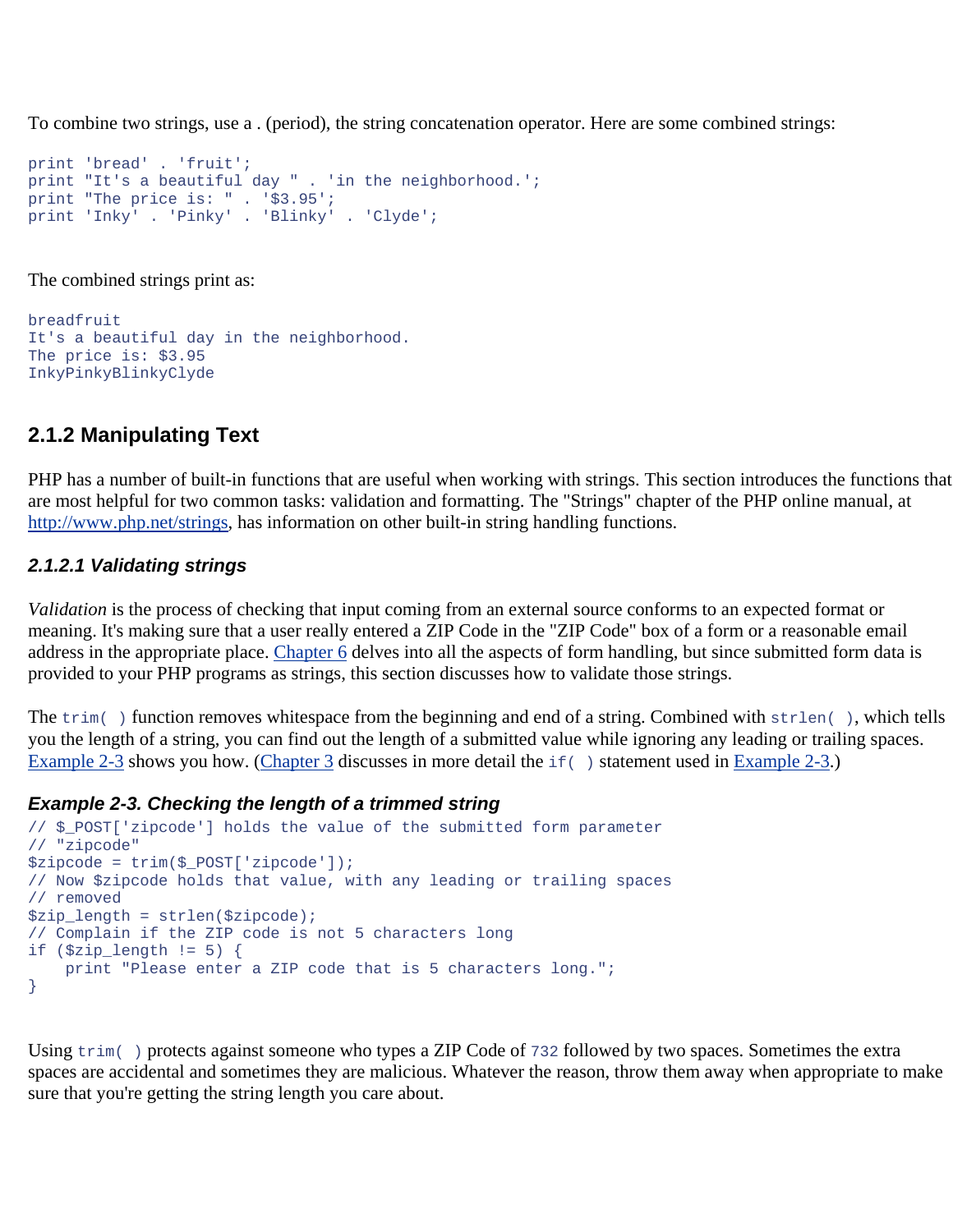To combine two strings, use a . (period), the string concatenation operator. Here are some combined strings:

```
print 'bread' . 'fruit';
print "It's a beautiful day " . 'in the neighborhood.';
print "The price is: " . '$3.95';
print 'Inky' . 'Pinky' . 'Blinky' . 'Clyde';
```

The combined strings print as:

```
breadfruit
It's a beautiful day in the neighborhood.
The price is: $3.95
InkyPinkyBlinkyClyde
```

## 2.1.2 Manipulating Text

PHP has a number of built-in functions that are useful when working with strings. This section introduces the functions that are most helpful for two common tasks: validation and formatting. The "Strings" chapter of the PHP online manual, at http://www.php.net/strings, has information on other built-in string handling functions.

### *2.1.2.1 Validating strings*

*Validation* is the process of checking that input coming from an external source conforms to an expected format or meaning. It's making sure that a user really entered a ZIP Code in the "ZIP Code" box of a form or a reasonable email address in the appropriate place. Chapter 6 delves into all the aspects of form handling, but since submitted form data is provided to your PHP programs as strings, this section discusses how to validate those strings.

The `trim( )` function removes whitespace from the beginning and end of a string. Combined with `strlen( )`, which tells you the length of a string, you can find out the length of a submitted value while ignoring any leading or trailing spaces. Example 2-3 shows you how. (Chapter 3 discusses in more detail the `if( )` statement used in Example 2-3.)

#### *Example 2-3. Checking the length of a trimmed string*

```
// $_POST['zipcode'] holds the value of the submitted form parameter
// "zipcode"
$zipcode = trim($_POST['zipcode']);
// Now $zipcode holds that value, with any leading or trailing spaces
// removed
$zip_length = strlen($zipcode);
// Complain if the ZIP code is not 5 characters long
if ($zip_length != 5) {
    print "Please enter a ZIP code that is 5 characters long.";
}
```

Using `trim( )` protects against someone who types a ZIP Code of `732` followed by two spaces. Sometimes the extra spaces are accidental and sometimes they are malicious. Whatever the reason, throw them away when appropriate to make sure that you're getting the string length you care about.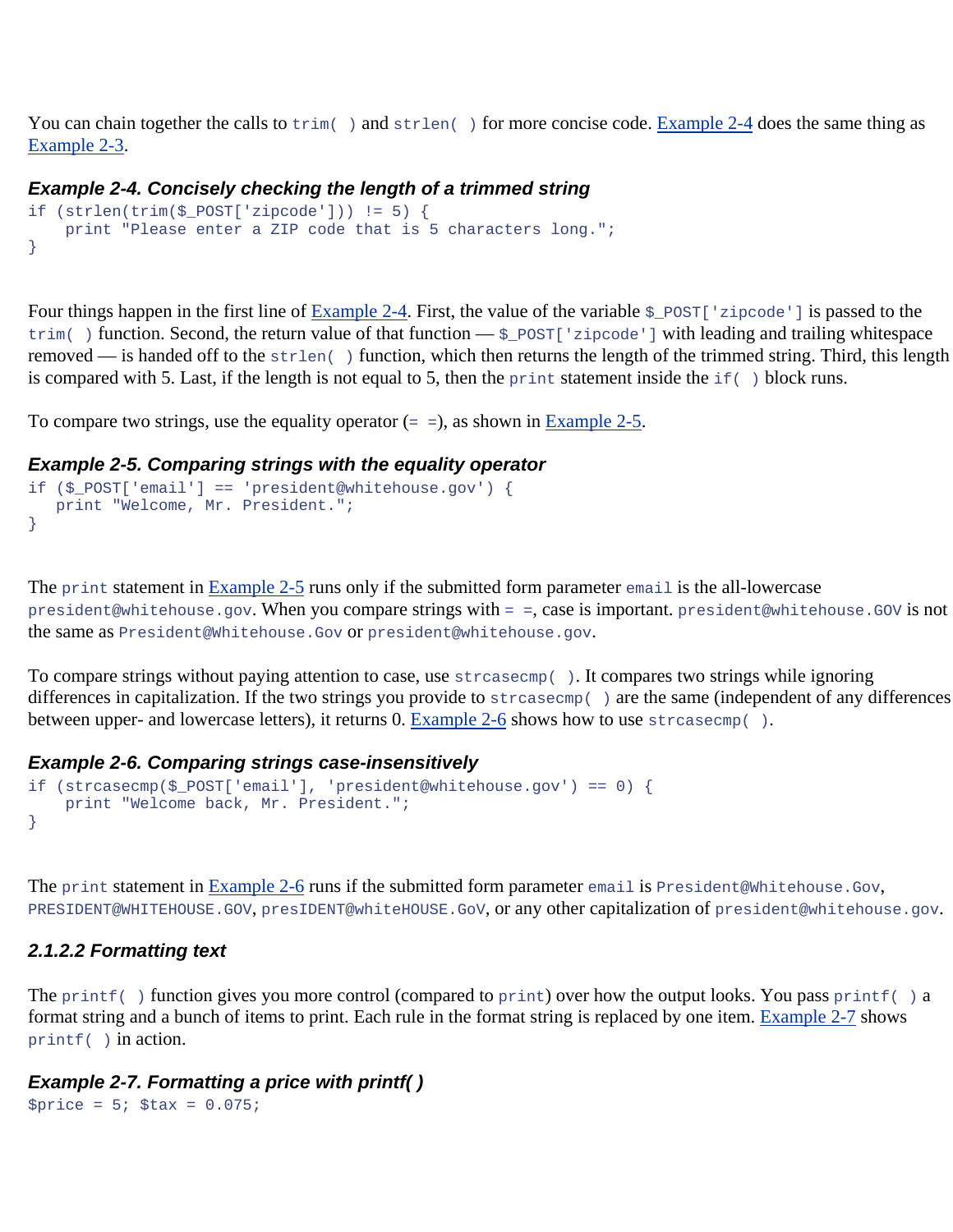You can chain together the calls to `trim( )` and `strlen( )` for more concise code. Example 2-4 does the same thing as Example 2-3.

#### *Example 2-4. Concisely checking the length of a trimmed string*

```
if (strlen(trim($_POST['zipcode'])) != 5) {
    print "Please enter a ZIP code that is 5 characters long.";
}
```

Four things happen in the first line of Example 2-4. First, the value of the variable `$_POST['zipcode']` is passed to the `trim( )` function. Second, the return value of that function — `$_POST['zipcode']` with leading and trailing whitespace removed — is handed off to the `strlen( )` function, which then returns the length of the trimmed string. Third, this length is compared with 5. Last, if the length is not equal to 5, then the `print` statement inside the `if( )` block runs.

To compare two strings, use the equality operator (`= =`), as shown in Example 2-5.

#### *Example 2-5. Comparing strings with the equality operator*

```
if ($_POST['email'] == 'president@whitehouse.gov') {
   print "Welcome, Mr. President.";
}
```

The `print` statement in Example 2-5 runs only if the submitted form parameter `email` is the all-lowercase `president@whitehouse.gov`. When you compare strings with `= =`, case is important. `president@whitehouse.GOV` is not the same as `President@Whitehouse.Gov` or `president@whitehouse.gov`.

To compare strings without paying attention to case, use `strcasecmp( )`. It compares two strings while ignoring differences in capitalization. If the two strings you provide to `strcasecmp( )` are the same (independent of any differences between upper- and lowercase letters), it returns 0. Example 2-6 shows how to use `strcasecmp( )`.

#### *Example 2-6. Comparing strings case-insensitively*

```
if (strcasecmp($_POST['email'], 'president@whitehouse.gov') == 0) {
    print "Welcome back, Mr. President.";
}
```

The `print` statement in Example 2-6 runs if the submitted form parameter `email` is `President@Whitehouse.Gov`, `PRESIDENT@WHITEHOUSE.GOV`, `presIDENT@whiteHOUSE.GoV`, or any other capitalization of `president@whitehouse.gov`.

#### *2.1.2.2 Formatting text*

The `printf( )` function gives you more control (compared to `print`) over how the output looks. You pass `printf( )` a format string and a bunch of items to print. Each rule in the format string is replaced by one item. Example 2-7 shows `printf( )` in action.

#### *Example 2-7. Formatting a price with printf( )*

```
$price = 5; $tax = 0.075;
```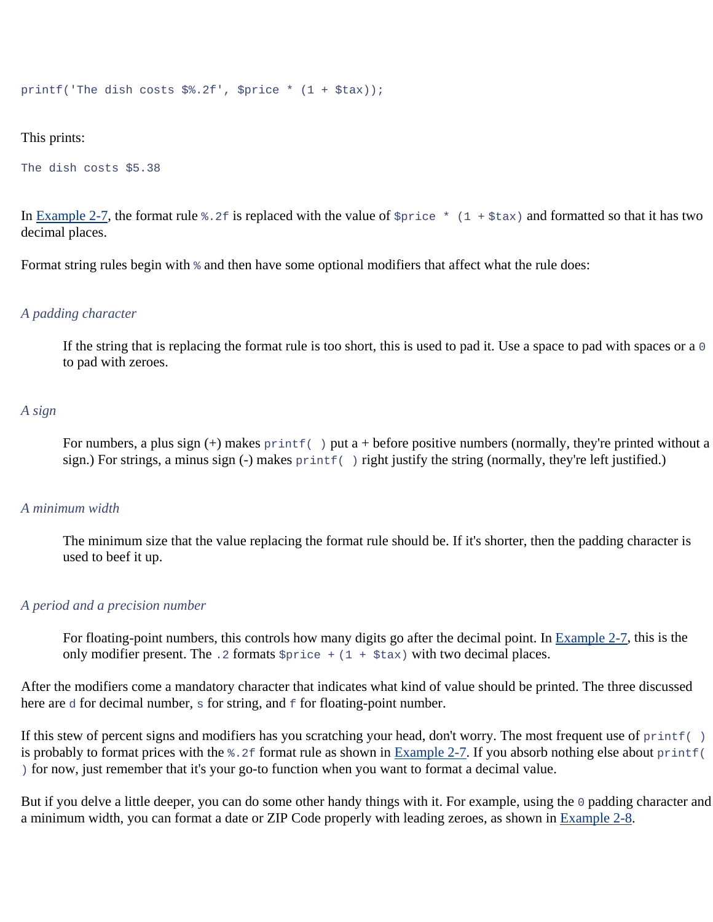```
printf('The dish costs $%.2f', $price * (1 + $tax));
```

This prints:

```
The dish costs $5.38
```

In Example 2-7, the format rule `%.2f` is replaced with the value of `$price * (1 + $tax)` and formatted so that it has two decimal places.

Format string rules begin with `%` and then have some optional modifiers that affect what the rule does:

*A padding character*

> If the string that is replacing the format rule is too short, this is used to pad it. Use a space to pad with spaces or a `0` to pad with zeroes.

*A sign*

> For numbers, a plus sign (+) makes `printf( )` put a + before positive numbers (normally, they're printed without a sign.) For strings, a minus sign (-) makes `printf( )` right justify the string (normally, they're left justified.)

*A minimum width*

> The minimum size that the value replacing the format rule should be. If it's shorter, then the padding character is used to beef it up.

*A period and a precision number*

> For floating-point numbers, this controls how many digits go after the decimal point. In Example 2-7, this is the only modifier present. The `.2` formats `$price + (1 + $tax)` with two decimal places.

After the modifiers come a mandatory character that indicates what kind of value should be printed. The three discussed here are `d` for decimal number, `s` for string, and `f` for floating-point number.

If this stew of percent signs and modifiers has you scratching your head, don't worry. The most frequent use of `printf( )` is probably to format prices with the `%.2f` format rule as shown in Example 2-7. If you absorb nothing else about `printf( )` for now, just remember that it's your go-to function when you want to format a decimal value.

But if you delve a little deeper, you can do some other handy things with it. For example, using the `0` padding character and a minimum width, you can format a date or ZIP Code properly with leading zeroes, as shown in Example 2-8.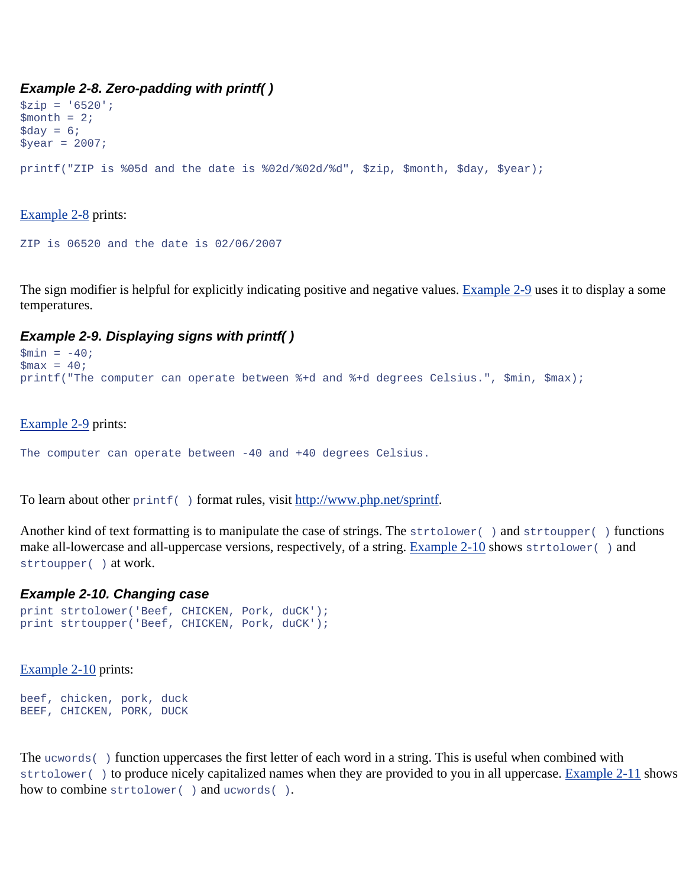#### *Example 2-8. Zero-padding with printf( )*

```
$zip = '6520';
$month = 2;
$day = 6;
$year = 2007;

printf("ZIP is %05d and the date is %02d/%02d/%d", $zip, $month, $day, $year);
```

Example 2-8 prints:

```
ZIP is 06520 and the date is 02/06/2007
```

The sign modifier is helpful for explicitly indicating positive and negative values. Example 2-9 uses it to display a some temperatures.

#### *Example 2-9. Displaying signs with printf( )*

```
$min = -40;
$max = 40;
printf("The computer can operate between %+d and %+d degrees Celsius.", $min, $max);
```

Example 2-9 prints:

```
The computer can operate between -40 and +40 degrees Celsius.
```

To learn about other `printf( )` format rules, visit http://www.php.net/sprintf.

Another kind of text formatting is to manipulate the case of strings. The `strtolower( )` and `strtoupper( )` functions make all-lowercase and all-uppercase versions, respectively, of a string. Example 2-10 shows `strtolower( )` and `strtoupper( )` at work.

#### *Example 2-10. Changing case*

```
print strtolower('Beef, CHICKEN, Pork, duCK');
print strtoupper('Beef, CHICKEN, Pork, duCK');
```

Example 2-10 prints:

```
beef, chicken, pork, duck
BEEF, CHICKEN, PORK, DUCK
```

The `ucwords( )` function uppercases the first letter of each word in a string. This is useful when combined with `strtolower( )` to produce nicely capitalized names when they are provided to you in all uppercase. Example 2-11 shows how to combine `strtolower( )` and `ucwords( )`.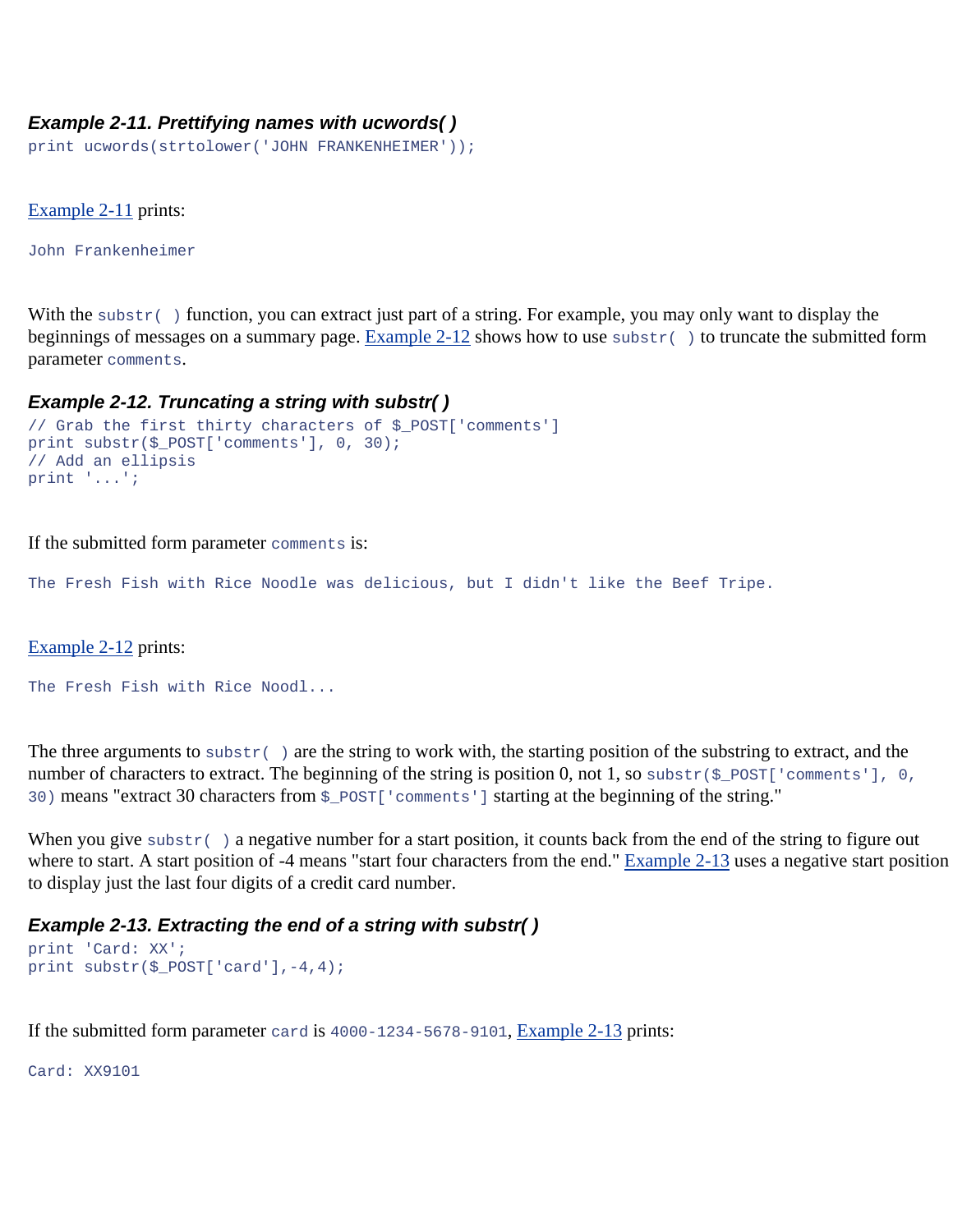#### *Example 2-11. Prettifying names with ucwords( )*

```
print ucwords(strtolower('JOHN FRANKENHEIMER'));
```

Example 2-11 prints:

```
John Frankenheimer
```

With the `substr( )` function, you can extract just part of a string. For example, you may only want to display the beginnings of messages on a summary page. Example 2-12 shows how to use `substr( )` to truncate the submitted form parameter `comments`.

#### *Example 2-12. Truncating a string with substr( )*

```
// Grab the first thirty characters of $_POST['comments']
print substr($_POST['comments'], 0, 30);
// Add an ellipsis
print '...';
```

If the submitted form parameter `comments` is:

```
The Fresh Fish with Rice Noodle was delicious, but I didn't like the Beef Tripe.
```

Example 2-12 prints:

```
The Fresh Fish with Rice Noodl...
```

The three arguments to `substr( )` are the string to work with, the starting position of the substring to extract, and the number of characters to extract. The beginning of the string is position 0, not 1, so `substr($_POST['comments'], 0, 30)` means "extract 30 characters from `$_POST['comments']` starting at the beginning of the string."

When you give `substr( )` a negative number for a start position, it counts back from the end of the string to figure out where to start. A start position of -4 means "start four characters from the end." Example 2-13 uses a negative start position to display just the last four digits of a credit card number.

#### *Example 2-13. Extracting the end of a string with substr( )*

```
print 'Card: XX';
print substr($_POST['card'],-4,4);
```

If the submitted form parameter `card` is `4000-1234-5678-9101`, Example 2-13 prints:

```
Card: XX9101
```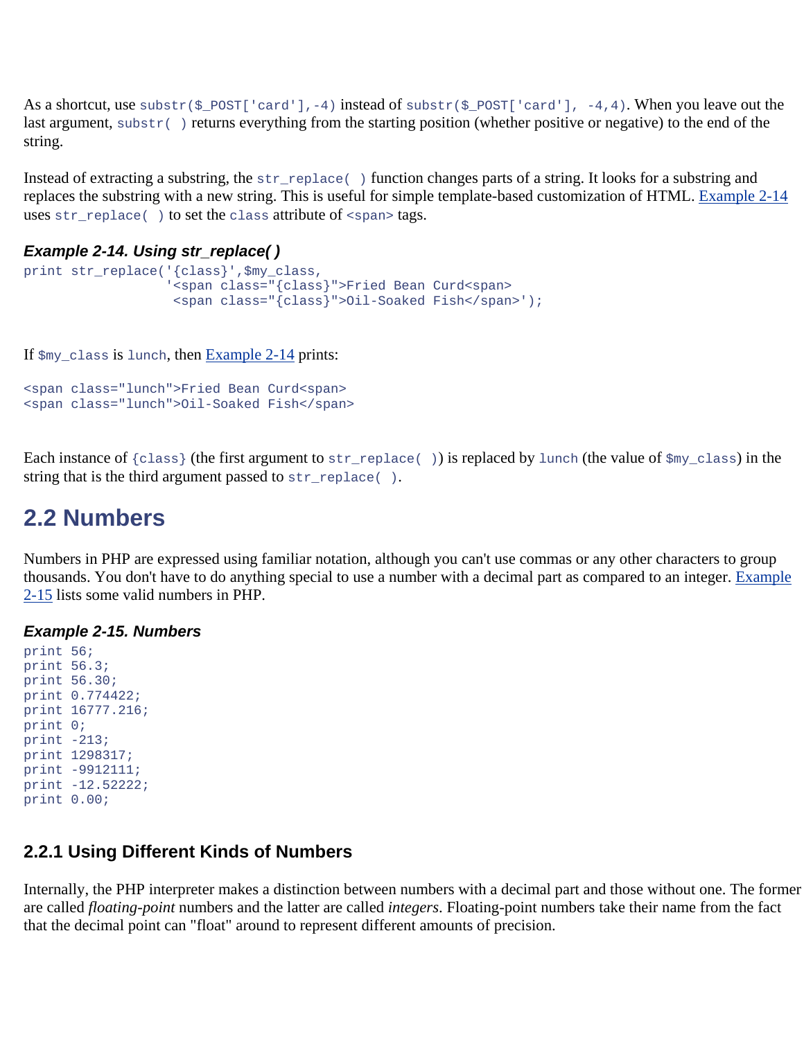As a shortcut, use `substr($_POST['card'],-4)` instead of `substr($_POST['card'], -4,4)`. When you leave out the last argument, `substr( )` returns everything from the starting position (whether positive or negative) to the end of the string.

Instead of extracting a substring, the `str_replace( )` function changes parts of a string. It looks for a substring and replaces the substring with a new string. This is useful for simple template-based customization of HTML. Example 2-14 uses `str_replace( )` to set the `class` attribute of `<span>` tags.

***Example 2-14. Using str_replace( )***

```
print str_replace('{class}',$my_class,
                  '<span class="{class}">Fried Bean Curd<span>
                   <span class="{class}">Oil-Soaked Fish</span>');
```

If `$my_class` is `lunch`, then Example 2-14 prints:

```
<span class="lunch">Fried Bean Curd<span>
<span class="lunch">Oil-Soaked Fish</span>
```

Each instance of `{class}` (the first argument to `str_replace( )`) is replaced by `lunch` (the value of `$my_class`) in the string that is the third argument passed to `str_replace( )`.

## 2.2 Numbers

Numbers in PHP are expressed using familiar notation, although you can't use commas or any other characters to group thousands. You don't have to do anything special to use a number with a decimal part as compared to an integer. Example 2-15 lists some valid numbers in PHP.

***Example 2-15. Numbers***

```
print 56;
print 56.3;
print 56.30;
print 0.774422;
print 16777.216;
print 0;
print -213;
print 1298317;
print -9912111;
print -12.52222;
print 0.00;
```

### 2.2.1 Using Different Kinds of Numbers

Internally, the PHP interpreter makes a distinction between numbers with a decimal part and those without one. The former are called *floating-point* numbers and the latter are called *integers*. Floating-point numbers take their name from the fact that the decimal point can "float" around to represent different amounts of precision.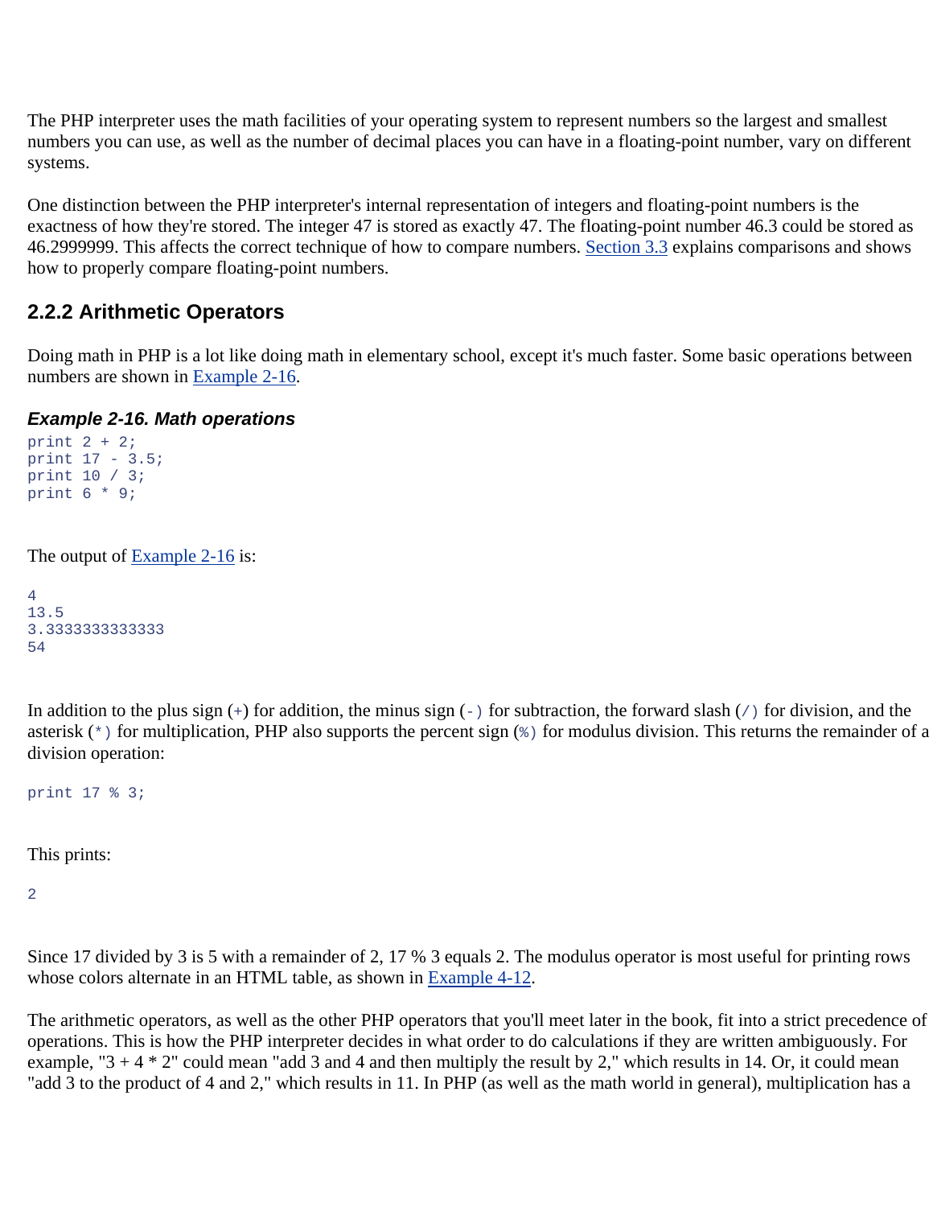The PHP interpreter uses the math facilities of your operating system to represent numbers so the largest and smallest numbers you can use, as well as the number of decimal places you can have in a floating-point number, vary on different systems.

One distinction between the PHP interpreter's internal representation of integers and floating-point numbers is the exactness of how they're stored. The integer 47 is stored as exactly 47. The floating-point number 46.3 could be stored as 46.2999999. This affects the correct technique of how to compare numbers. Section 3.3 explains comparisons and shows how to properly compare floating-point numbers.

### 2.2.2 Arithmetic Operators

Doing math in PHP is a lot like doing math in elementary school, except it's much faster. Some basic operations between numbers are shown in Example 2-16.

***Example 2-16. Math operations***

```
print 2 + 2;
print 17 - 3.5;
print 10 / 3;
print 6 * 9;
```

The output of Example 2-16 is:

```
4
13.5
3.3333333333333
54
```

In addition to the plus sign (`+`) for addition, the minus sign (`-`) for subtraction, the forward slash (`/`) for division, and the asterisk (`*`) for multiplication, PHP also supports the percent sign (`%`) for modulus division. This returns the remainder of a division operation:

```
print 17 % 3;
```

This prints:

```
2
```

Since 17 divided by 3 is 5 with a remainder of 2, 17 % 3 equals 2. The modulus operator is most useful for printing rows whose colors alternate in an HTML table, as shown in Example 4-12.

The arithmetic operators, as well as the other PHP operators that you'll meet later in the book, fit into a strict precedence of operations. This is how the PHP interpreter decides in what order to do calculations if they are written ambiguously. For example, "3 + 4 * 2" could mean "add 3 and 4 and then multiply the result by 2," which results in 14. Or, it could mean "add 3 to the product of 4 and 2," which results in 11. In PHP (as well as the math world in general), multiplication has a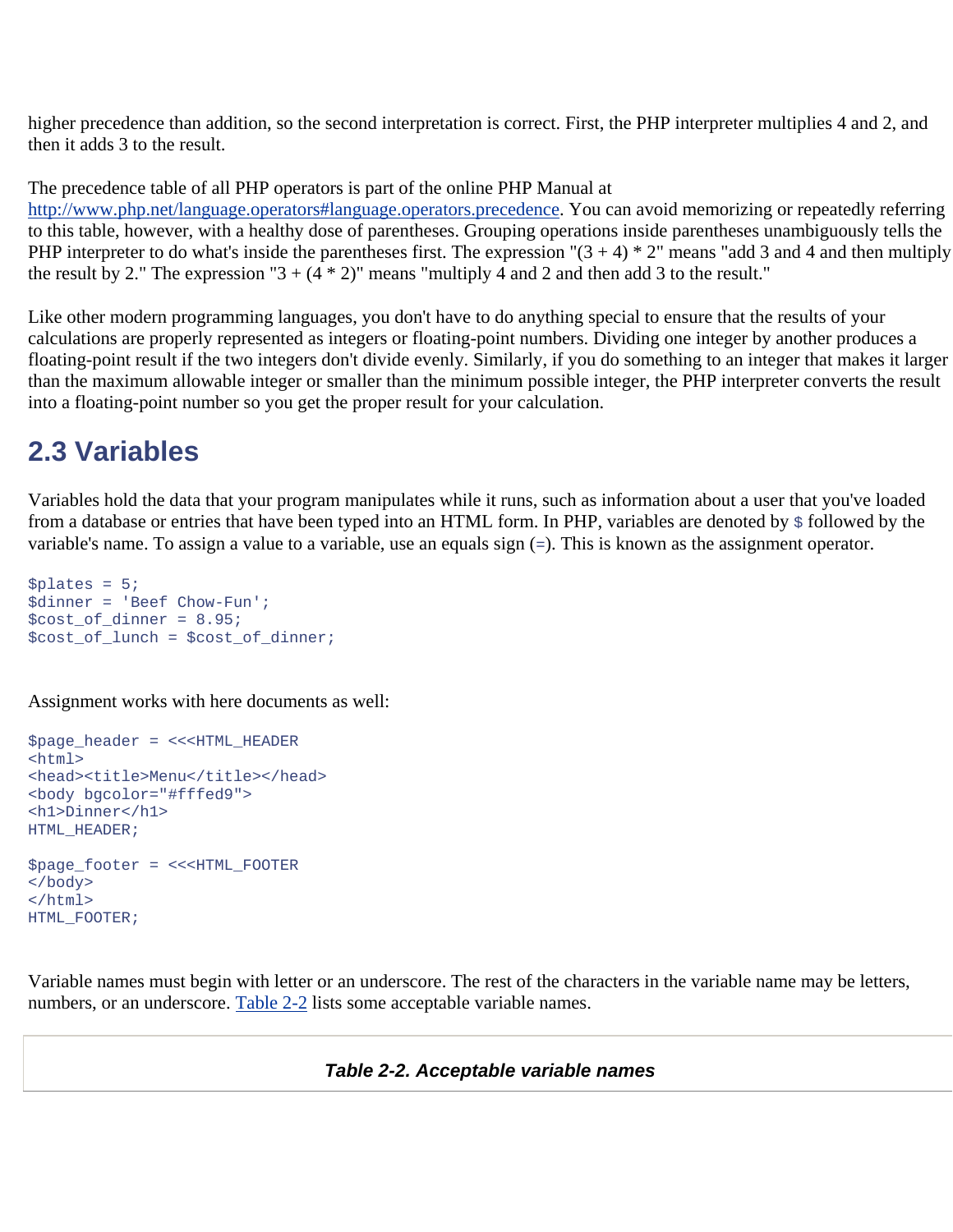higher precedence than addition, so the second interpretation is correct. First, the PHP interpreter multiplies 4 and 2, and then it adds 3 to the result.

The precedence table of all PHP operators is part of the online PHP Manual at http://www.php.net/language.operators#language.operators.precedence. You can avoid memorizing or repeatedly referring to this table, however, with a healthy dose of parentheses. Grouping operations inside parentheses unambiguously tells the PHP interpreter to do what's inside the parentheses first. The expression "(3 + 4) * 2" means "add 3 and 4 and then multiply the result by 2." The expression "3 + (4 * 2)" means "multiply 4 and 2 and then add 3 to the result."

Like other modern programming languages, you don't have to do anything special to ensure that the results of your calculations are properly represented as integers or floating-point numbers. Dividing one integer by another produces a floating-point result if the two integers don't divide evenly. Similarly, if you do something to an integer that makes it larger than the maximum allowable integer or smaller than the minimum possible integer, the PHP interpreter converts the result into a floating-point number so you get the proper result for your calculation.

## 2.3 Variables

Variables hold the data that your program manipulates while it runs, such as information about a user that you've loaded from a database or entries that have been typed into an HTML form. In PHP, variables are denoted by `$` followed by the variable's name. To assign a value to a variable, use an equals sign (`=`). This is known as the assignment operator.

```
$plates = 5;
$dinner = 'Beef Chow-Fun';
$cost_of_dinner = 8.95;
$cost_of_lunch = $cost_of_dinner;
```

Assignment works with here documents as well:

```
$page_header = <<<HTML_HEADER
<html>
<head><title>Menu</title></head>
<body bgcolor="#fffed9">
<h1>Dinner</h1>
HTML_HEADER;

$page_footer = <<<HTML_FOOTER
</body>
</html>
HTML_FOOTER;
```

Variable names must begin with letter or an underscore. The rest of the characters in the variable name may be letters, numbers, or an underscore. Table 2-2 lists some acceptable variable names.

***Table 2-2. Acceptable variable names***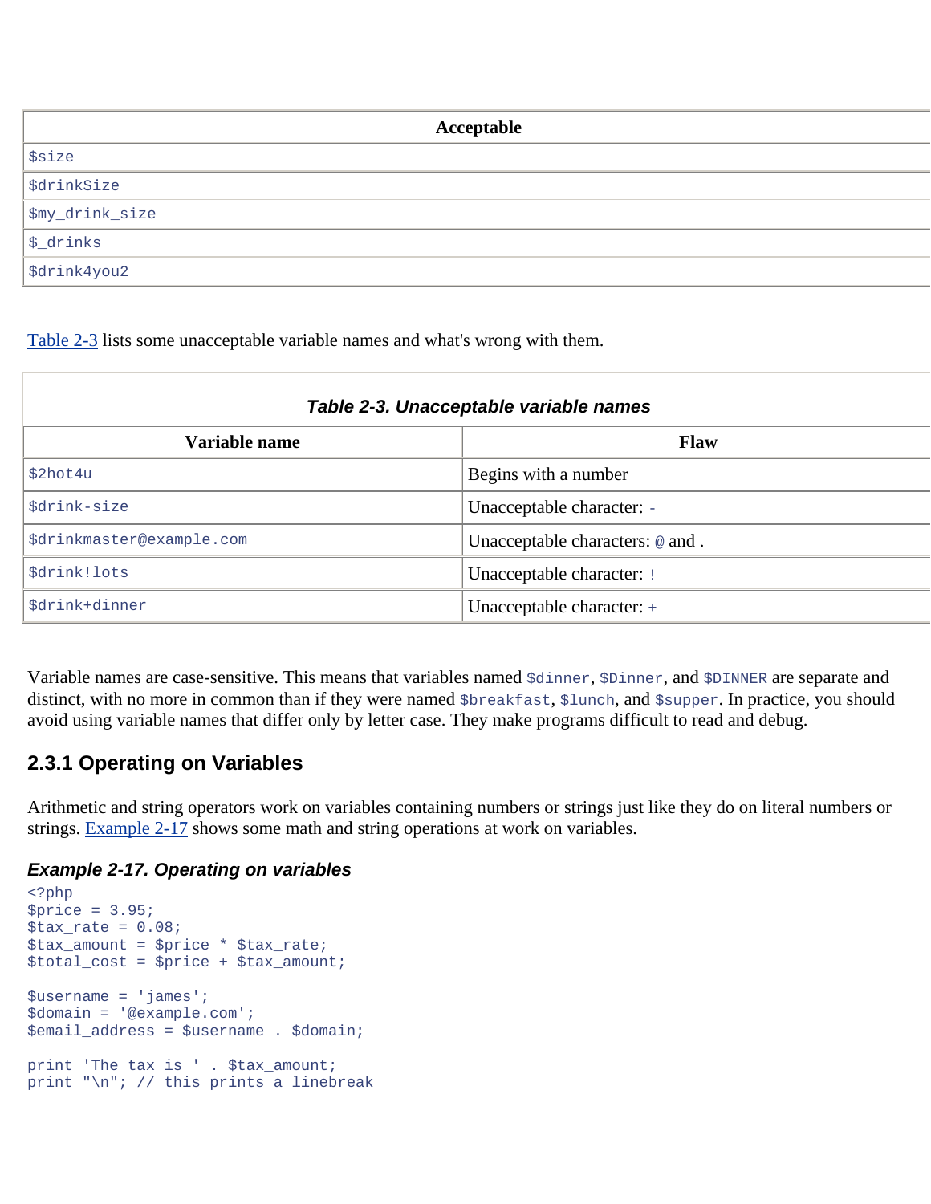| Acceptable |
| --- |
| `$size` |
| `$drinkSize` |
| `$my_drink_size` |
| `$_drinks` |
| `$drink4you2` |

Table 2-3 lists some unacceptable variable names and what's wrong with them.

***Table 2-3. Unacceptable variable names***

| Variable name | Flaw |
| --- | --- |
| `$2hot4u` | Begins with a number |
| `$drink-size` | Unacceptable character: `-` |
| `$drinkmaster@example.com` | Unacceptable characters: `@` and `.` |
| `$drink!lots` | Unacceptable character: `!` |
| `$drink+dinner` | Unacceptable character: `+` |

Variable names are case-sensitive. This means that variables named `$dinner`, `$Dinner`, and `$DINNER` are separate and distinct, with no more in common than if they were named `$breakfast`, `$lunch`, and `$supper`. In practice, you should avoid using variable names that differ only by letter case. They make programs difficult to read and debug.

### 2.3.1 Operating on Variables

Arithmetic and string operators work on variables containing numbers or strings just like they do on literal numbers or strings. Example 2-17 shows some math and string operations at work on variables.

***Example 2-17. Operating on variables***

```
<?php
$price = 3.95;
$tax_rate = 0.08;
$tax_amount = $price * $tax_rate;
$total_cost = $price + $tax_amount;

$username = 'james';
$domain = '@example.com';
$email_address = $username . $domain;

print 'The tax is ' . $tax_amount;
print "\n"; // this prints a linebreak
```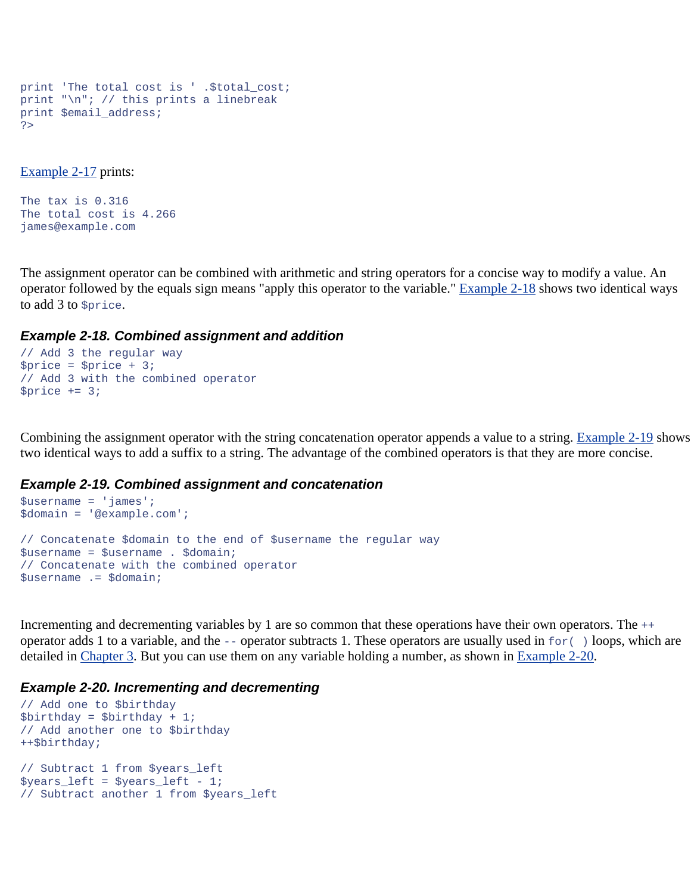```
print 'The total cost is ' .$total_cost;
print "\n"; // this prints a linebreak
print $email_address;
?>
```

Example 2-17 prints:

```
The tax is 0.316
The total cost is 4.266
james@example.com
```

The assignment operator can be combined with arithmetic and string operators for a concise way to modify a value. An operator followed by the equals sign means "apply this operator to the variable." Example 2-18 shows two identical ways to add 3 to `$price`.

### *Example 2-18. Combined assignment and addition*

```
// Add 3 the regular way
$price = $price + 3;
// Add 3 with the combined operator
$price += 3;
```

Combining the assignment operator with the string concatenation operator appends a value to a string. Example 2-19 shows two identical ways to add a suffix to a string. The advantage of the combined operators is that they are more concise.

### *Example 2-19. Combined assignment and concatenation*

```
$username = 'james';
$domain = '@example.com';

// Concatenate $domain to the end of $username the regular way
$username = $username . $domain;
// Concatenate with the combined operator
$username .= $domain;
```

Incrementing and decrementing variables by 1 are so common that these operations have their own operators. The `++` operator adds 1 to a variable, and the `--` operator subtracts 1. These operators are usually used in `for( )` loops, which are detailed in Chapter 3. But you can use them on any variable holding a number, as shown in Example 2-20.

### *Example 2-20. Incrementing and decrementing*

```
// Add one to $birthday
$birthday = $birthday + 1;
// Add another one to $birthday
++$birthday;

// Subtract 1 from $years_left
$years_left = $years_left - 1;
// Subtract another 1 from $years_left
```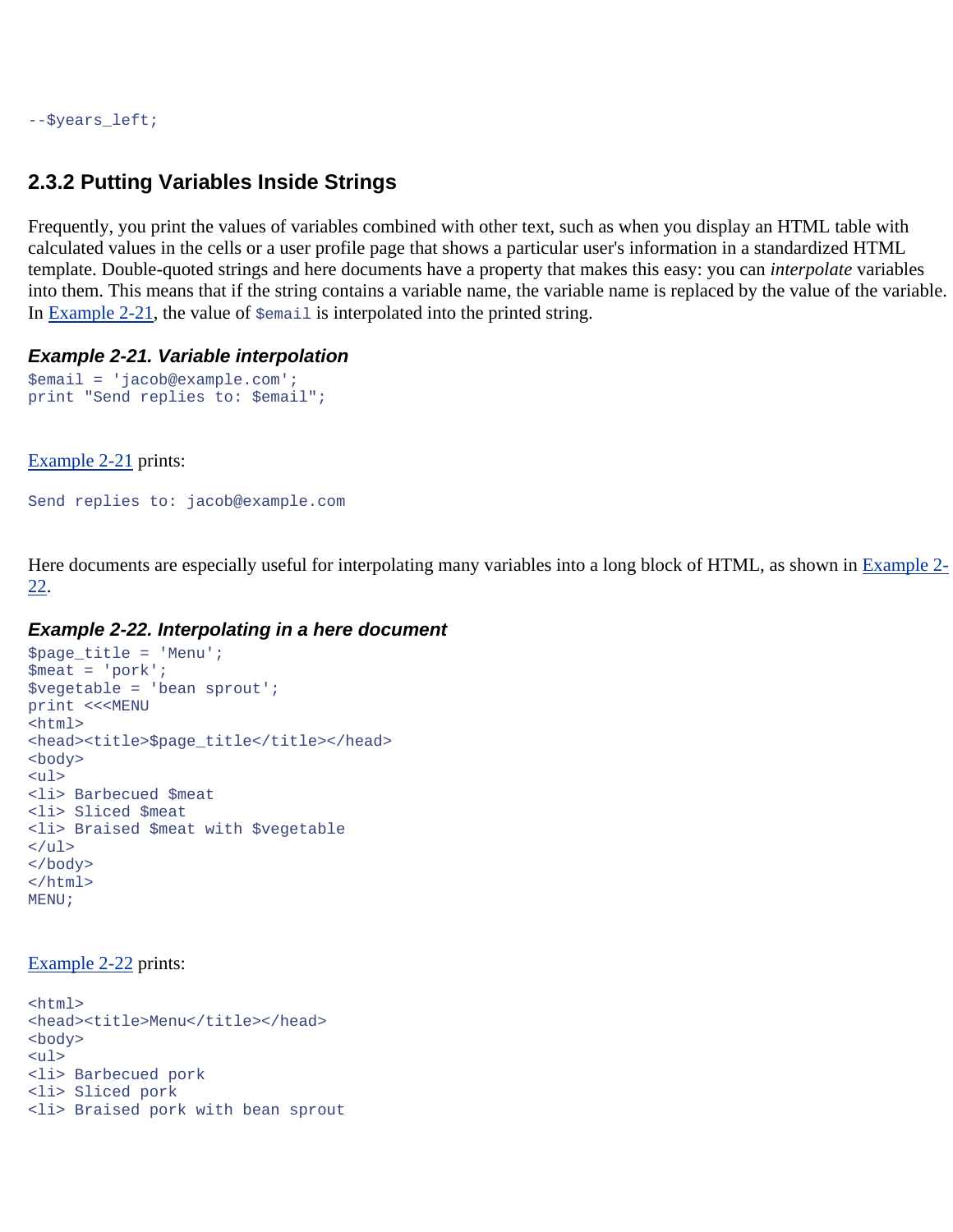```
--$years_left;
```

### 2.3.2 Putting Variables Inside Strings

Frequently, you print the values of variables combined with other text, such as when you display an HTML table with calculated values in the cells or a user profile page that shows a particular user's information in a standardized HTML template. Double-quoted strings and here documents have a property that makes this easy: you can *interpolate* variables into them. This means that if the string contains a variable name, the variable name is replaced by the value of the variable. In Example 2-21, the value of `$email` is interpolated into the printed string.

#### *Example 2-21. Variable interpolation*

```
$email = 'jacob@example.com';
print "Send replies to: $email";
```

Example 2-21 prints:

```
Send replies to: jacob@example.com
```

Here documents are especially useful for interpolating many variables into a long block of HTML, as shown in Example 2-22.

#### *Example 2-22. Interpolating in a here document*

```
$page_title = 'Menu';
$meat = 'pork';
$vegetable = 'bean sprout';
print <<<MENU
<html>
<head><title>$page_title</title></head>
<body>
<ul>
<li> Barbecued $meat
<li> Sliced $meat
<li> Braised $meat with $vegetable
</ul>
</body>
</html>
MENU;
```

Example 2-22 prints:

```
<html>
<head><title>Menu</title></head>
<body>
<ul>
<li> Barbecued pork
<li> Sliced pork
<li> Braised pork with bean sprout
```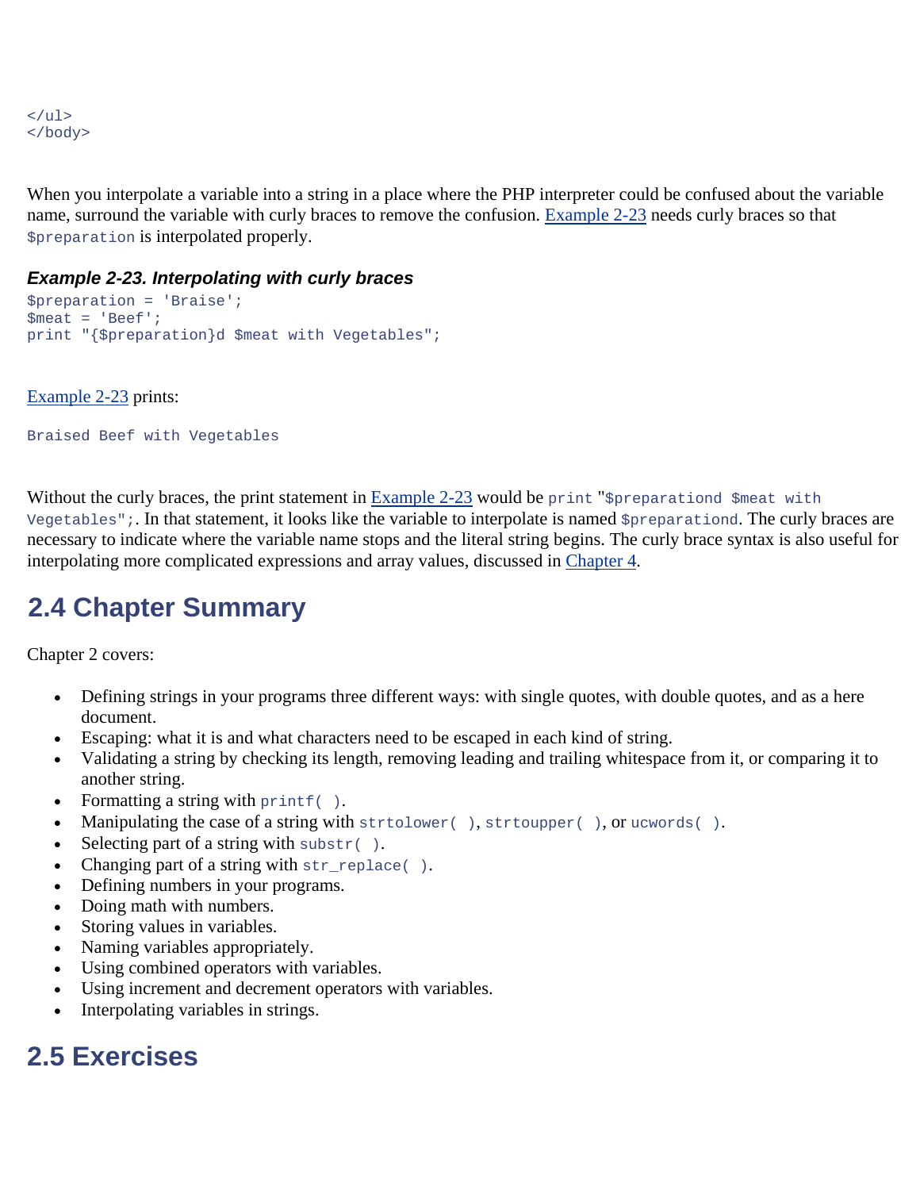```
</ul>
</body>
```

When you interpolate a variable into a string in a place where the PHP interpreter could be confused about the variable name, surround the variable with curly braces to remove the confusion. Example 2-23 needs curly braces so that `$preparation` is interpolated properly.

***Example 2-23. Interpolating with curly braces***

```
$preparation = 'Braise';
$meat = 'Beef';
print "{$preparation}d $meat with Vegetables";
```

Example 2-23 prints:

```
Braised Beef with Vegetables
```

Without the curly braces, the print statement in Example 2-23 would be `print "$preparationd $meat with Vegetables";`. In that statement, it looks like the variable to interpolate is named `$preparationd`. The curly braces are necessary to indicate where the variable name stops and the literal string begins. The curly brace syntax is also useful for interpolating more complicated expressions and array values, discussed in Chapter 4.

## 2.4 Chapter Summary

Chapter 2 covers:

- Defining strings in your programs three different ways: with single quotes, with double quotes, and as a here document.
- Escaping: what it is and what characters need to be escaped in each kind of string.
- Validating a string by checking its length, removing leading and trailing whitespace from it, or comparing it to another string.
- Formatting a string with `printf( )`.
- Manipulating the case of a string with `strtolower( )`, `strtoupper( )`, or `ucwords( )`.
- Selecting part of a string with `substr( )`.
- Changing part of a string with `str_replace( )`.
- Defining numbers in your programs.
- Doing math with numbers.
- Storing values in variables.
- Naming variables appropriately.
- Using combined operators with variables.
- Using increment and decrement operators with variables.
- Interpolating variables in strings.

## 2.5 Exercises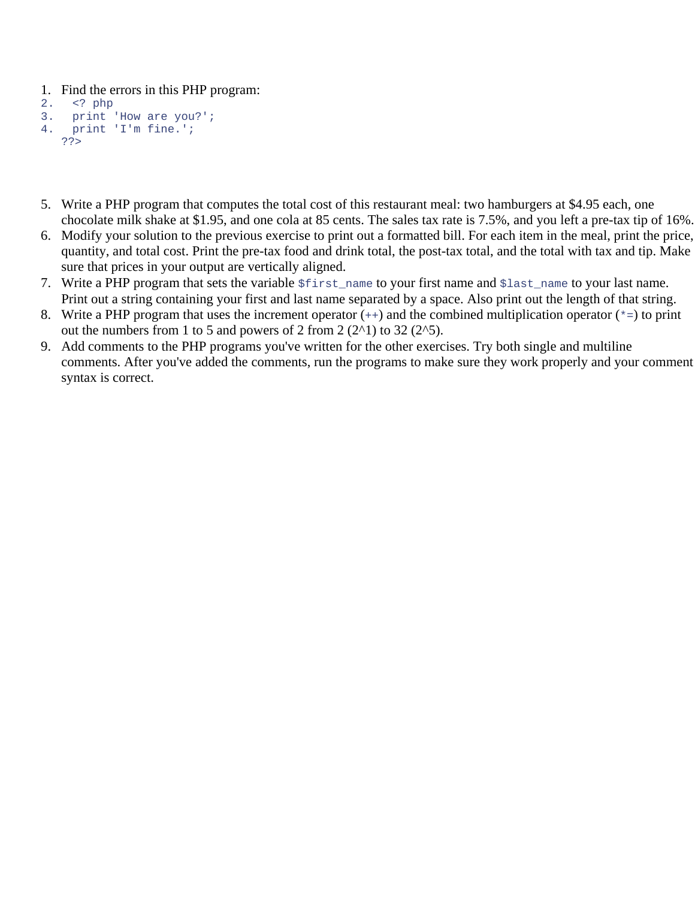1. Find the errors in this PHP program:

```
2.   <? php
3.   print 'How are you?';
4.   print 'I'm fine.';
     ??>
```

5. Write a PHP program that computes the total cost of this restaurant meal: two hamburgers at $4.95 each, one chocolate milk shake at $1.95, and one cola at 85 cents. The sales tax rate is 7.5%, and you left a pre-tax tip of 16%.
6. Modify your solution to the previous exercise to print out a formatted bill. For each item in the meal, print the price, quantity, and total cost. Print the pre-tax food and drink total, the post-tax total, and the total with tax and tip. Make sure that prices in your output are vertically aligned.
7. Write a PHP program that sets the variable `$first_name` to your first name and `$last_name` to your last name. Print out a string containing your first and last name separated by a space. Also print out the length of that string.
8. Write a PHP program that uses the increment operator (`++`) and the combined multiplication operator (`*=`) to print out the numbers from 1 to 5 and powers of 2 from 2 (2^1) to 32 (2^5).
9. Add comments to the PHP programs you've written for the other exercises. Try both single and multiline comments. After you've added the comments, run the programs to make sure they work properly and your comment syntax is correct.